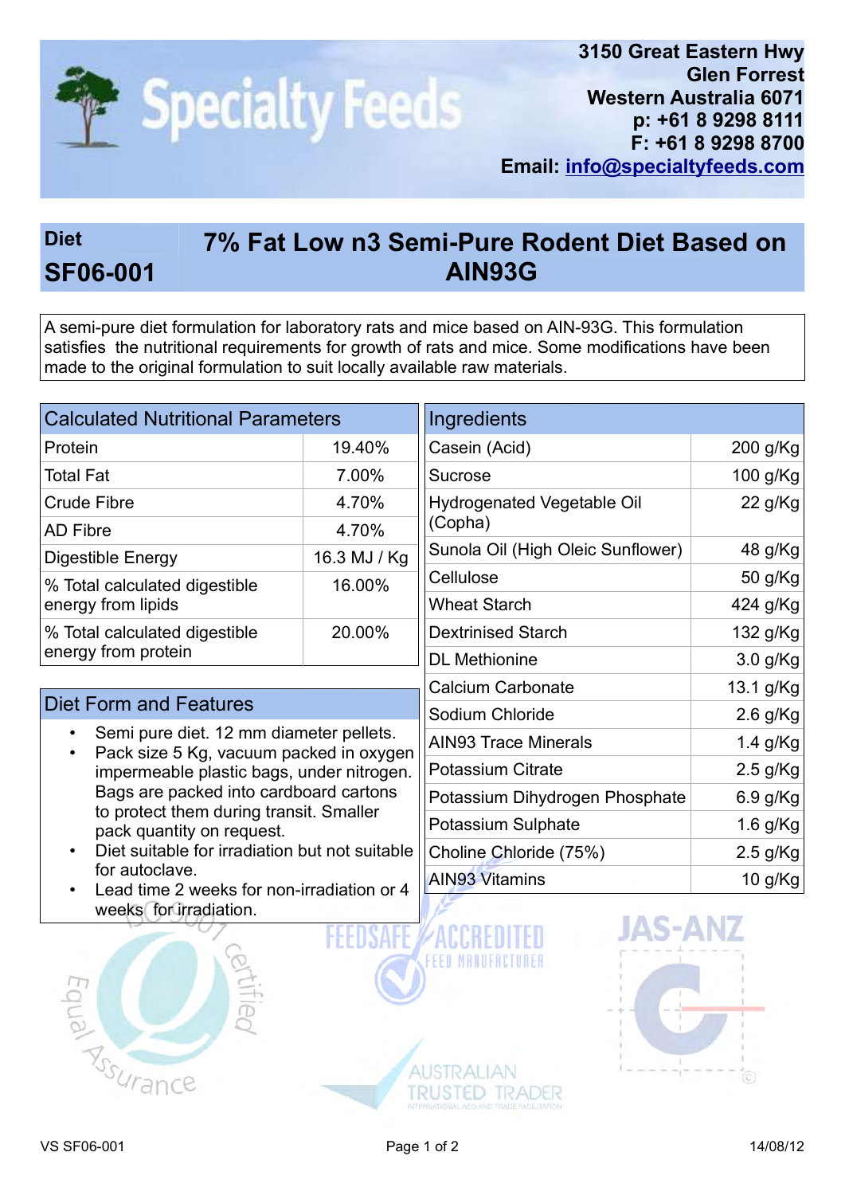**Specialty Feeds**

3150 Great Eastern Hwy
Glen Forrest
Western Australia 6071
p: +61 8 9298 8111
F: +61 8 9298 8700
Email: info@specialtyfeeds.com

# Diet SF06-001 — 7% Fat Low n3 Semi-Pure Rodent Diet Based on AIN93G

A semi-pure diet formulation for laboratory rats and mice based on AIN-93G. This formulation satisfies the nutritional requirements for growth of rats and mice. Some modifications have been made to the original formulation to suit locally available raw materials.

## Calculated Nutritional Parameters

| Parameter | Value |
|---|---|
| Protein | 19.40% |
| Total Fat | 7.00% |
| Crude Fibre | 4.70% |
| AD Fibre | 4.70% |
| Digestible Energy | 16.3 MJ / Kg |
| % Total calculated digestible energy from lipids | 16.00% |
| % Total calculated digestible energy from protein | 20.00% |

## Diet Form and Features

- Semi pure diet. 12 mm diameter pellets.
- Pack size 5 Kg, vacuum packed in oxygen impermeable plastic bags, under nitrogen. Bags are packed into cardboard cartons to protect them during transit. Smaller pack quantity on request.
- Diet suitable for irradiation but not suitable for autoclave.
- Lead time 2 weeks for non-irradiation or 4 weeks for irradiation.

## Ingredients

| Ingredient | Amount |
|---|---|
| Casein (Acid) | 200 g/Kg |
| Sucrose | 100 g/Kg |
| Hydrogenated Vegetable Oil (Copha) | 22 g/Kg |
| Sunola Oil (High Oleic Sunflower) | 48 g/Kg |
| Cellulose | 50 g/Kg |
| Wheat Starch | 424 g/Kg |
| Dextrinised Starch | 132 g/Kg |
| DL Methionine | 3.0 g/Kg |
| Calcium Carbonate | 13.1 g/Kg |
| Sodium Chloride | 2.6 g/Kg |
| AIN93 Trace Minerals | 1.4 g/Kg |
| Potassium Citrate | 2.5 g/Kg |
| Potassium Dihydrogen Phosphate | 6.9 g/Kg |
| Potassium Sulphate | 1.6 g/Kg |
| Choline Chloride (75%) | 2.5 g/Kg |
| AIN93 Vitamins | 10 g/Kg |

VS SF06-001 14/08/12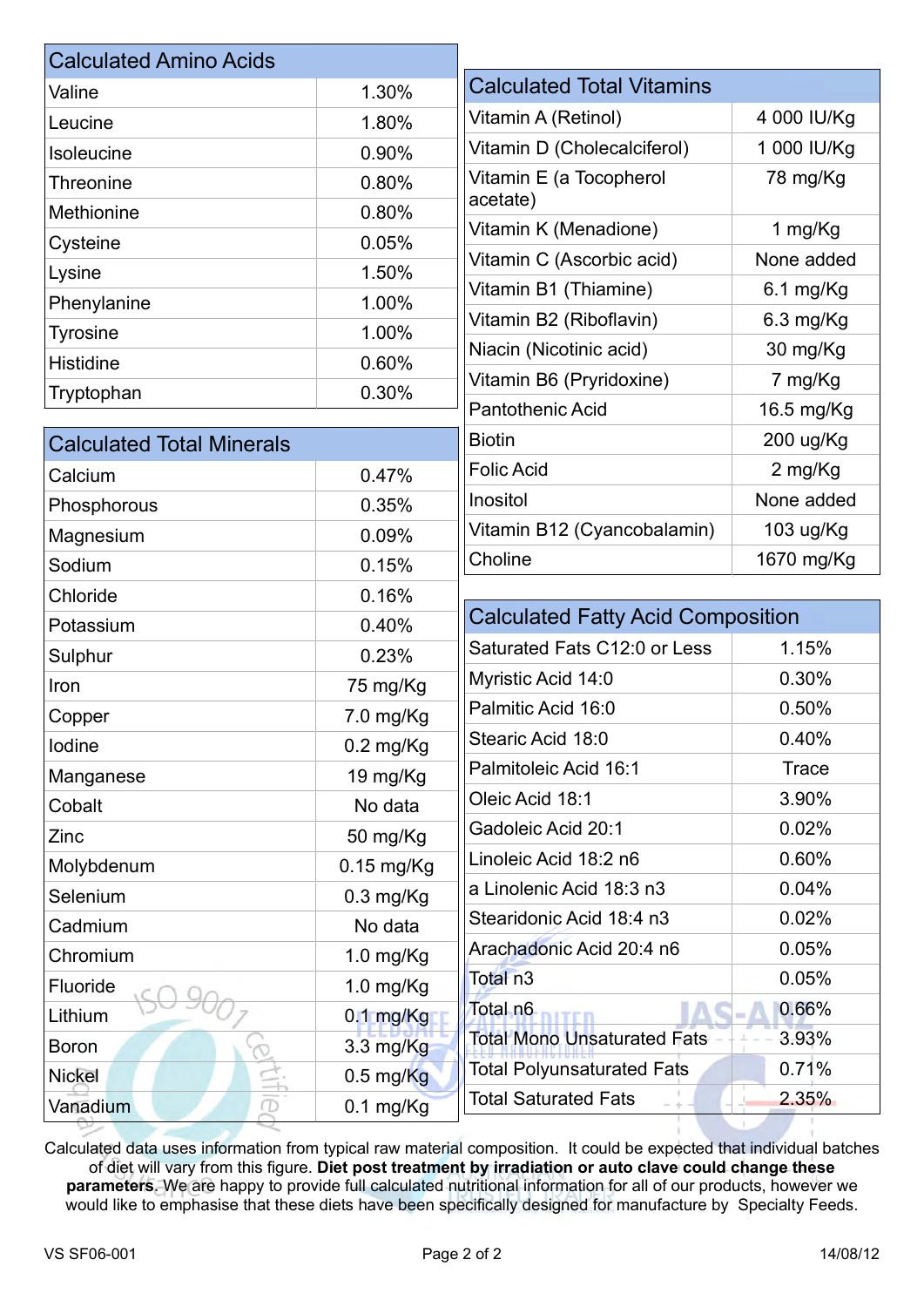| Calculated Amino Acids | |
|---|---|
| Valine | 1.30% |
| Leucine | 1.80% |
| Isoleucine | 0.90% |
| Threonine | 0.80% |
| Methionine | 0.80% |
| Cysteine | 0.05% |
| Lysine | 1.50% |
| Phenylanine | 1.00% |
| Tyrosine | 1.00% |
| Histidine | 0.60% |
| Tryptophan | 0.30% |

| Calculated Total Minerals | |
|---|---|
| Calcium | 0.47% |
| Phosphorous | 0.35% |
| Magnesium | 0.09% |
| Sodium | 0.15% |
| Chloride | 0.16% |
| Potassium | 0.40% |
| Sulphur | 0.23% |
| Iron | 75 mg/Kg |
| Copper | 7.0 mg/Kg |
| Iodine | 0.2 mg/Kg |
| Manganese | 19 mg/Kg |
| Cobalt | No data |
| Zinc | 50 mg/Kg |
| Molybdenum | 0.15 mg/Kg |
| Selenium | 0.3 mg/Kg |
| Cadmium | No data |
| Chromium | 1.0 mg/Kg |
| Fluoride | 1.0 mg/Kg |
| Lithium | 0.1 mg/Kg |
| Boron | 3.3 mg/Kg |
| Nickel | 0.5 mg/Kg |
| Vanadium | 0.1 mg/Kg |

| Calculated Total Vitamins | |
|---|---|
| Vitamin A (Retinol) | 4 000 IU/Kg |
| Vitamin D (Cholecalciferol) | 1 000 IU/Kg |
| Vitamin E (a Tocopherol acetate) | 78 mg/Kg |
| Vitamin K (Menadione) | 1 mg/Kg |
| Vitamin C (Ascorbic acid) | None added |
| Vitamin B1 (Thiamine) | 6.1 mg/Kg |
| Vitamin B2 (Riboflavin) | 6.3 mg/Kg |
| Niacin (Nicotinic acid) | 30 mg/Kg |
| Vitamin B6 (Pryridoxine) | 7 mg/Kg |
| Pantothenic Acid | 16.5 mg/Kg |
| Biotin | 200 ug/Kg |
| Folic Acid | 2 mg/Kg |
| Inositol | None added |
| Vitamin B12 (Cyancobalamin) | 103 ug/Kg |
| Choline | 1670 mg/Kg |

| Calculated Fatty Acid Composition | |
|---|---|
| Saturated Fats C12:0 or Less | 1.15% |
| Myristic Acid 14:0 | 0.30% |
| Palmitic Acid 16:0 | 0.50% |
| Stearic Acid 18:0 | 0.40% |
| Palmitoleic Acid 16:1 | Trace |
| Oleic Acid 18:1 | 3.90% |
| Gadoleic Acid 20:1 | 0.02% |
| Linoleic Acid 18:2 n6 | 0.60% |
| a Linolenic Acid 18:3 n3 | 0.04% |
| Stearidonic Acid 18:4 n3 | 0.02% |
| Arachadonic Acid 20:4 n6 | 0.05% |
| Total n3 | 0.05% |
| Total n6 | 0.66% |
| Total Mono Unsaturated Fats | 3.93% |
| Total Polyunsaturated Fats | 0.71% |
| Total Saturated Fats | 2.35% |

Calculated data uses information from typical raw material composition. It could be expected that individual batches of diet will vary from this figure. **Diet post treatment by irradiation or auto clave could change these parameters.** We are happy to provide full calculated nutritional information for all of our products, however we would like to emphasise that these diets have been specifically designed for manufacture by Specialty Feeds.

VS SF06-001 14/08/12